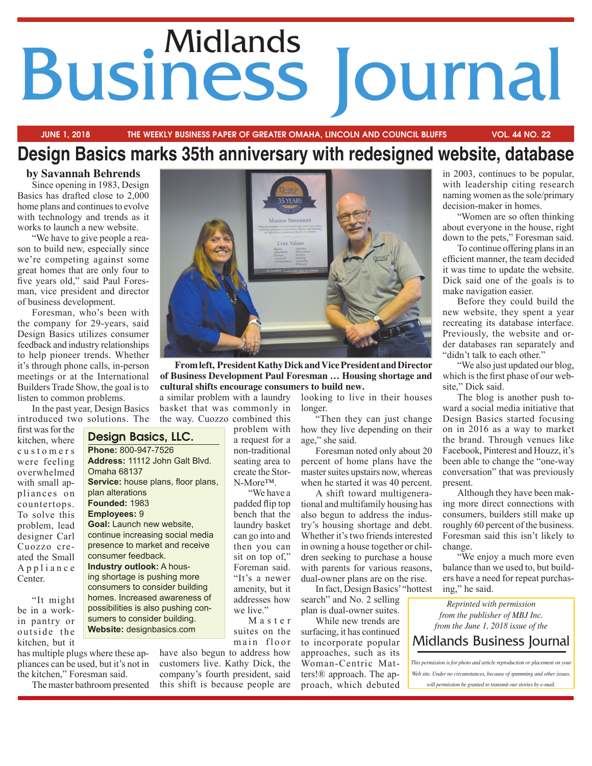# Midlands Business Journal

JUNE 1, 2018 — THE WEEKLY BUSINESS PAPER OF GREATER OMAHA, LINCOLN AND COUNCIL BLUFFS — VOL. 44 NO. 22

## Design Basics marks 35th anniversary with redesigned website, database

**by Savannah Behrends**

Since opening in 1983, Design Basics has drafted close to 2,000 home plans and continues to evolve with technology and trends as it works to launch a new website.

"We have to give people a reason to build new, especially since we're competing against some great homes that are only four to five years old," said Paul Foresman, vice president and director of business development.

Foresman, who's been with the company for 29-years, said Design Basics utilizes consumer feedback and industry relationships to help pioneer trends. Whether it's through phone calls, in-person meetings or at the International Builders Trade Show, the goal is to listen to common problems.

In the past year, Design Basics introduced two solutions. The first was for the kitchen, where customers were feeling overwhelmed with small appliances on countertops. To solve this problem, lead designer Carl Cuozzo created the Small Appliance Center.

"It might be in a work-in pantry or outside the kitchen, but it has multiple plugs where these appliances can be used, but it's not in the kitchen," Foresman said.

The master bathroom presented a similar problem with a laundry basket that was commonly in the way. Cuozzo combined this problem with a request for a non-traditional seating area to create the Stor-N-More™.

"We have a padded flip top bench that the laundry basket can go into and then you can sit on top of," Foreman said. "It's a newer amenity, but it addresses how we live."

Master suites on the main floor have also begun to address how customers live. Kathy Dick, the company's fourth president, said this shift is because people are looking to live in their houses longer.

"Then they can just change how they live depending on their age," she said.

Foresman noted only about 20 percent of home plans have the master suites upstairs now, whereas when he started it was 40 percent.

A shift toward multigenerational and multifamily housing has also begun to address the industry's housing shortage and debt. Whether it's two friends interested in owning a house together or children seeking to purchase a house with parents for various reasons, dual-owner plans are on the rise.

In fact, Design Basics' "hottest search" and No. 2 selling plan is dual-owner suites.

While new trends are surfacing, it has continued to incorporate popular approaches, such as its Woman-Centric Matters!® approach. The approach, which debuted in 2003, continues to be popular, with leadership citing research naming women as the sole/primary decision-maker in homes.

"Women are so often thinking about everyone in the house, right down to the pets," Foresman said.

To continue offering plans in an efficient manner, the team decided it was time to update the website. Dick said one of the goals is to make navigation easier.

Before they could build the new website, they spent a year recreating its database interface. Previously, the website and order databases ran separately and "didn't talk to each other."

"We also just updated our blog, which is the first phase of our website," Dick said.

The blog is another push toward a social media initiative that Design Basics started focusing on in 2016 as a way to market the brand. Through venues like Facebook, Pinterest and Houzz, it's been able to change the "one-way conversation" that was previously present.

Although they have been making more direct connections with consumers, builders still make up roughly 60 percent of the business. Foresman said this isn't likely to change.

"We enjoy a much more even balance than we used to, but builders have a need for repeat purchasing," he said.

**From left, President Kathy Dick and Vice President and Director of Business Development Paul Foresman … Housing shortage and cultural shifts encourage consumers to build new.**

### Design Basics, LLC.

**Phone:** 800-947-7526
**Address:** 11112 John Galt Blvd. Omaha 68137
**Service:** house plans, floor plans, plan alterations
**Founded:** 1983
**Employees:** 9
**Goal:** Launch new website, continue increasing social media presence to market and receive consumer feedback.
**Industry outlook:** A housing shortage is pushing more consumers to consider building homes. Increased awareness of possibilities is also pushing consumers to consider building.
**Website:** designbasics.com

*Reprinted with permission from the publisher of MBJ Inc. from the June 1, 2018 issue of the* Midlands Business Journal

*This permission is for photo and article reproduction or placement on your Web site. Under no circumstances, because of spamming and other issues, will permission be granted to transmit our stories by e-mail.*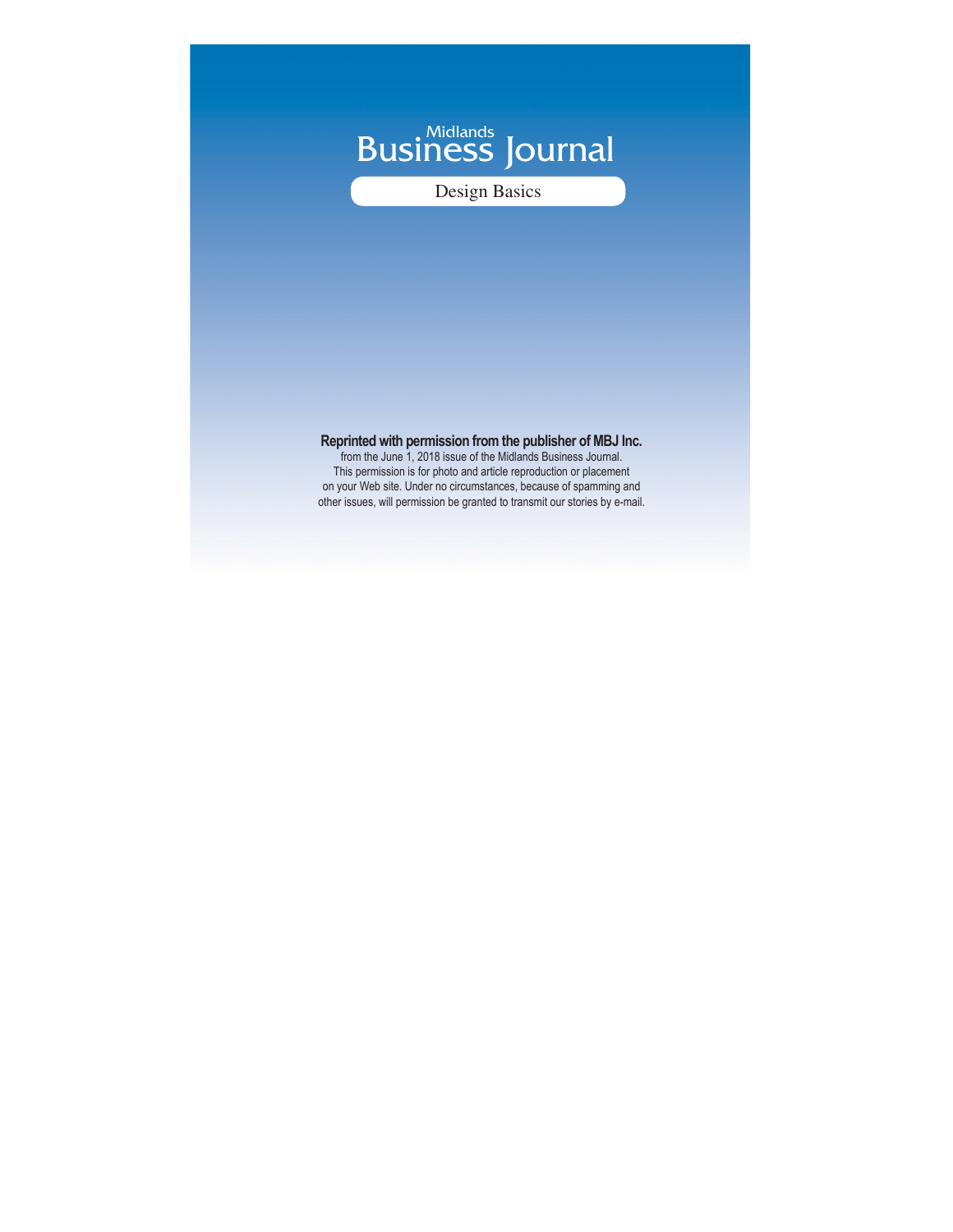# Midlands Business Journal

Design Basics

**Reprinted with permission from the publisher of MBJ Inc.**
from the June 1, 2018 issue of the Midlands Business Journal.
This permission is for photo and article reproduction or placement
on your Web site. Under no circumstances, because of spamming and
other issues, will permission be granted to transmit our stories by e-mail.